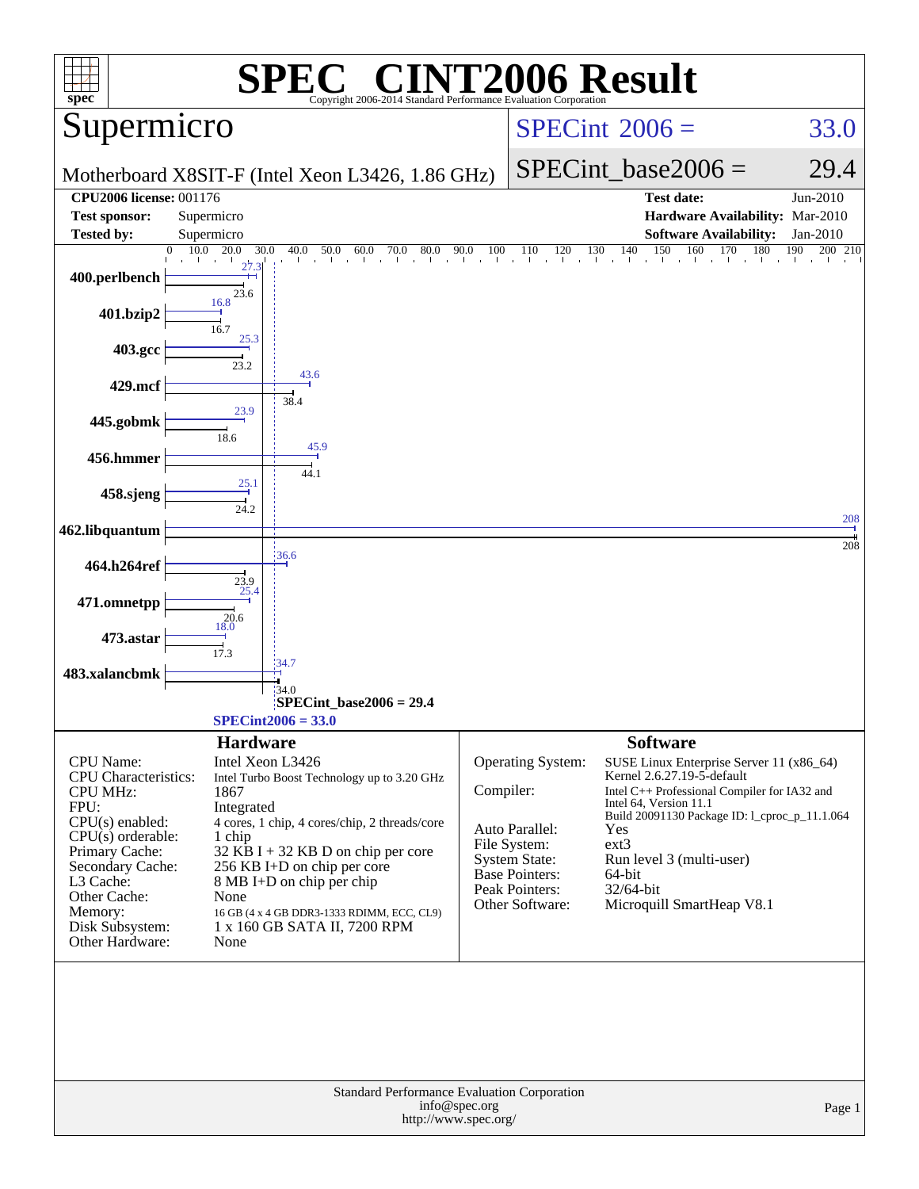# SPEC CINT2006 Result

Copyright 2006-2014 Standard Performance Evaluation Corporation

## Supermicro

Motherboard X8SIT-F (Intel Xeon L3426, 1.86 GHz)

SPECint 2006 = 33.0

SPECint_base2006 = 29.4

**CPU2006 license:** 001176
**Test sponsor:** Supermicro
**Tested by:** Supermicro

**Test date:** Jun-2010
**Hardware Availability:** Mar-2010
**Software Availability:** Jan-2010

0 10.0 20.0 30.0 40.0 50.0 60.0 70.0 80.0 90.0 100 110 120 130 140 150 160 170 180 190 200 210

400.perlbench 27.3 23.6
401.bzip2 16.8 16.7
403.gcc 25.3 23.2
429.mcf 43.6 38.4
445.gobmk 23.9 18.6
456.hmmer 45.9 44.1
458.sjeng 25.1 24.2
462.libquantum 208 208
464.h264ref 36.6 23.9
471.omnetpp 25.4 20.6
473.astar 18.0 17.3
483.xalancbmk 34.7 34.0

SPECint_base2006 = 29.4
SPECint2006 = 33.0

### Hardware

| | |
|---|---|
| CPU Name: | Intel Xeon L3426 |
| CPU Characteristics: | Intel Turbo Boost Technology up to 3.20 GHz |
| CPU MHz: | 1867 |
| FPU: | Integrated |
| CPU(s) enabled: | 4 cores, 1 chip, 4 cores/chip, 2 threads/core |
| CPU(s) orderable: | 1 chip |
| Primary Cache: | 32 KB I + 32 KB D on chip per core |
| Secondary Cache: | 256 KB I+D on chip per core |
| L3 Cache: | 8 MB I+D on chip per chip |
| Other Cache: | None |
| Memory: | 16 GB (4 x 4 GB DDR3-1333 RDIMM, ECC, CL9) |
| Disk Subsystem: | 1 x 160 GB SATA II, 7200 RPM |
| Other Hardware: | None |

### Software

| | |
|---|---|
| Operating System: | SUSE Linux Enterprise Server 11 (x86_64) Kernel 2.6.27.19-5-default |
| Compiler: | Intel C++ Professional Compiler for IA32 and Intel 64, Version 11.1 Build 20091130 Package ID: l_cproc_p_11.1.064 |
| Auto Parallel: | Yes |
| File System: | ext3 |
| System State: | Run level 3 (multi-user) |
| Base Pointers: | 64-bit |
| Peak Pointers: | 32/64-bit |
| Other Software: | Microquill SmartHeap V8.1 |

Standard Performance Evaluation Corporation
info@spec.org
http://www.spec.org/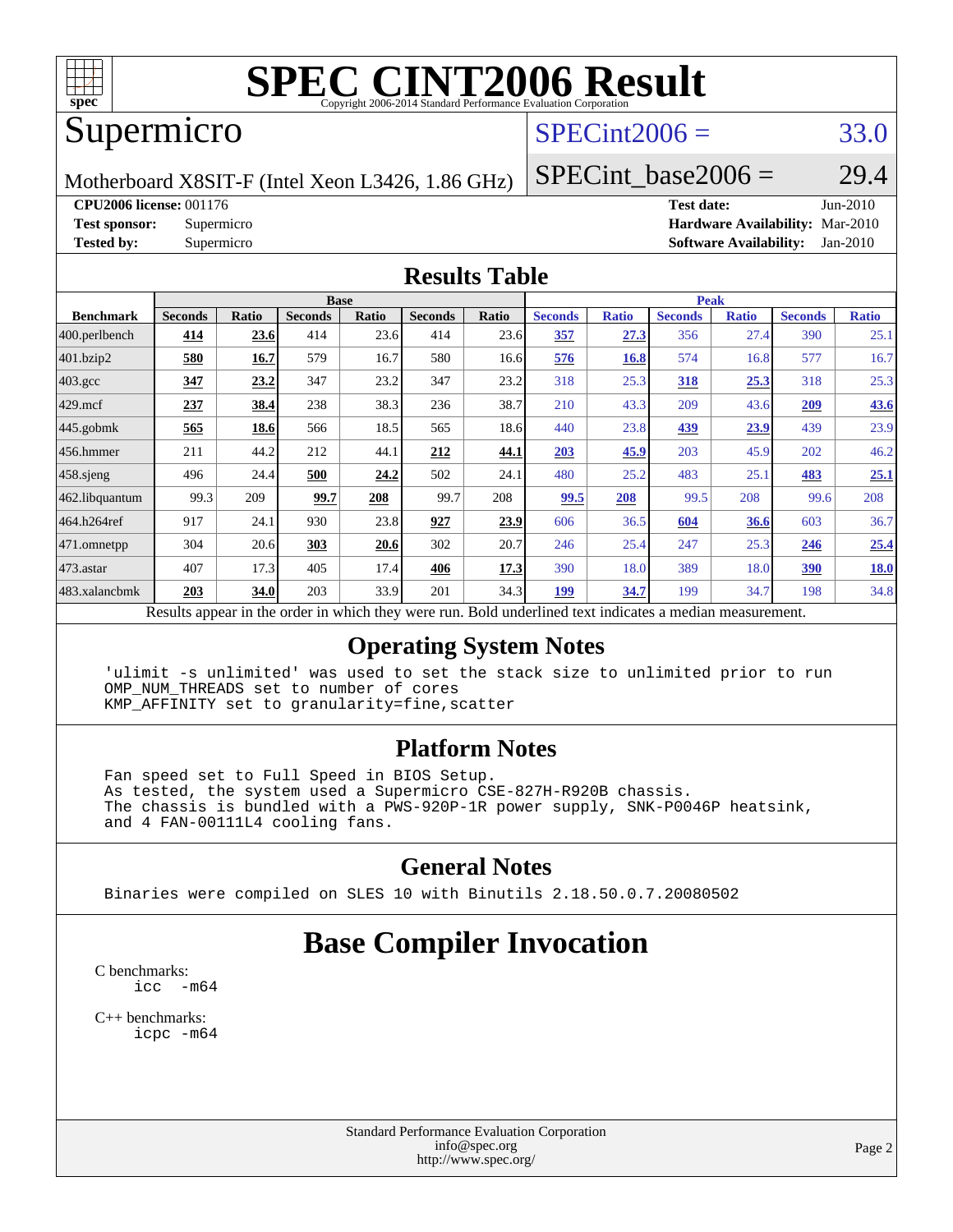# SPEC CINT2006 Result

Copyright 2006-2014 Standard Performance Evaluation Corporation

## Supermicro

Motherboard X8SIT-F (Intel Xeon L3426, 1.86 GHz)

SPECint2006 = 33.0

SPECint_base2006 = 29.4

**CPU2006 license:** 001176
**Test sponsor:** Supermicro
**Tested by:** Supermicro

**Test date:** Jun-2010
**Hardware Availability:** Mar-2010
**Software Availability:** Jan-2010

### Results Table

| | Base | | | | | | Peak | | | | | |
|---|---|---|---|---|---|---|---|---|---|---|---|---|
| **Benchmark** | **Seconds** | **Ratio** | **Seconds** | **Ratio** | **Seconds** | **Ratio** | **Seconds** | **Ratio** | **Seconds** | **Ratio** | **Seconds** | **Ratio** |
| 400.perlbench | **414** | **23.6** | 414 | 23.6 | 414 | 23.6 | **357** | **27.3** | 356 | 27.4 | 390 | 25.1 |
| 401.bzip2 | **580** | **16.7** | 579 | 16.7 | 580 | 16.6 | **576** | **16.8** | 574 | 16.8 | 577 | 16.7 |
| 403.gcc | **347** | **23.2** | 347 | 23.2 | 347 | 23.2 | 318 | 25.3 | **318** | **25.3** | 318 | 25.3 |
| 429.mcf | **237** | **38.4** | 238 | 38.3 | 236 | 38.7 | 210 | 43.3 | 209 | 43.6 | **209** | **43.6** |
| 445.gobmk | **565** | **18.6** | 566 | 18.5 | 565 | 18.6 | 440 | 23.8 | **439** | **23.9** | 439 | 23.9 |
| 456.hmmer | 211 | 44.2 | 212 | 44.1 | **212** | **44.1** | **203** | **45.9** | 203 | 45.9 | 202 | 46.2 |
| 458.sjeng | 496 | 24.4 | **500** | **24.2** | 502 | 24.1 | 480 | 25.2 | 483 | 25.1 | **483** | **25.1** |
| 462.libquantum | 99.3 | 209 | **99.7** | **208** | 99.7 | 208 | **99.5** | **208** | 99.5 | 208 | 99.6 | 208 |
| 464.h264ref | 917 | 24.1 | 930 | 23.8 | **927** | **23.9** | 606 | 36.5 | **604** | **36.6** | 603 | 36.7 |
| 471.omnetpp | 304 | 20.6 | **303** | **20.6** | 302 | 20.7 | 246 | 25.4 | 247 | 25.3 | **246** | **25.4** |
| 473.astar | 407 | 17.3 | 405 | 17.4 | **406** | **17.3** | 390 | 18.0 | 389 | 18.0 | **390** | **18.0** |
| 483.xalancbmk | **203** | **34.0** | 203 | 33.9 | 201 | 34.3 | **199** | **34.7** | 199 | 34.7 | 198 | 34.8 |

Results appear in the order in which they were run. Bold underlined text indicates a median measurement.

### Operating System Notes

```
'ulimit -s unlimited' was used to set the stack size to unlimited prior to run
OMP_NUM_THREADS set to number of cores
KMP_AFFINITY set to granularity=fine,scatter
```

### Platform Notes

```
Fan speed set to Full Speed in BIOS Setup.
As tested, the system used a Supermicro CSE-827H-R920B chassis.
The chassis is bundled with a PWS-920P-1R power supply, SNK-P0046P heatsink,
and 4 FAN-00111L4 cooling fans.
```

### General Notes

```
Binaries were compiled on SLES 10 with Binutils 2.18.50.0.7.20080502
```

## Base Compiler Invocation

C benchmarks:
```
icc  -m64
```

C++ benchmarks:
```
icpc -m64
```

Standard Performance Evaluation Corporation
info@spec.org
http://www.spec.org/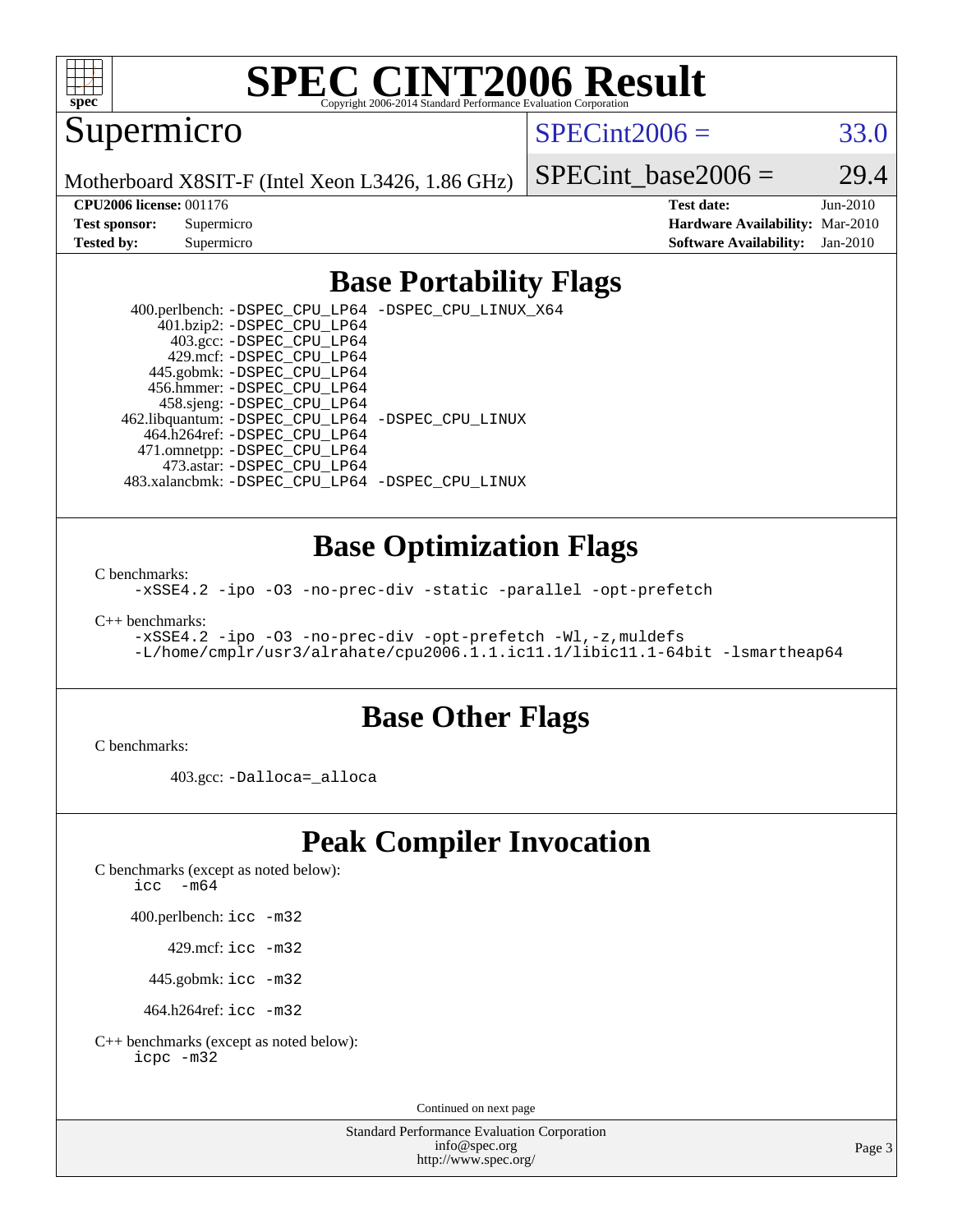# SPEC CINT2006 Result

Copyright 2006-2014 Standard Performance Evaluation Corporation

## Supermicro

Motherboard X8SIT-F (Intel Xeon L3426, 1.86 GHz)

SPECint2006 = 33.0

SPECint_base2006 = 29.4

**CPU2006 license:** 001176
**Test sponsor:** Supermicro
**Tested by:** Supermicro

**Test date:** Jun-2010
**Hardware Availability:** Mar-2010
**Software Availability:** Jan-2010

## Base Portability Flags

400.perlbench: -DSPEC_CPU_LP64 -DSPEC_CPU_LINUX_X64
401.bzip2: -DSPEC_CPU_LP64
403.gcc: -DSPEC_CPU_LP64
429.mcf: -DSPEC_CPU_LP64
445.gobmk: -DSPEC_CPU_LP64
456.hmmer: -DSPEC_CPU_LP64
458.sjeng: -DSPEC_CPU_LP64
462.libquantum: -DSPEC_CPU_LP64 -DSPEC_CPU_LINUX
464.h264ref: -DSPEC_CPU_LP64
471.omnetpp: -DSPEC_CPU_LP64
473.astar: -DSPEC_CPU_LP64
483.xalancbmk: -DSPEC_CPU_LP64 -DSPEC_CPU_LINUX

## Base Optimization Flags

C benchmarks:

-xSSE4.2 -ipo -O3 -no-prec-div -static -parallel -opt-prefetch

C++ benchmarks:

-xSSE4.2 -ipo -O3 -no-prec-div -opt-prefetch -Wl,-z,muldefs
-L/home/cmplr/usr3/alrahate/cpu2006.1.1.ic11.1/libic11.1-64bit -lsmartheap64

## Base Other Flags

C benchmarks:

403.gcc: -Dalloca=_alloca

## Peak Compiler Invocation

C benchmarks (except as noted below):
icc -m64

400.perlbench: icc -m32

429.mcf: icc -m32

445.gobmk: icc -m32

464.h264ref: icc -m32

C++ benchmarks (except as noted below):
icpc -m32

Continued on next page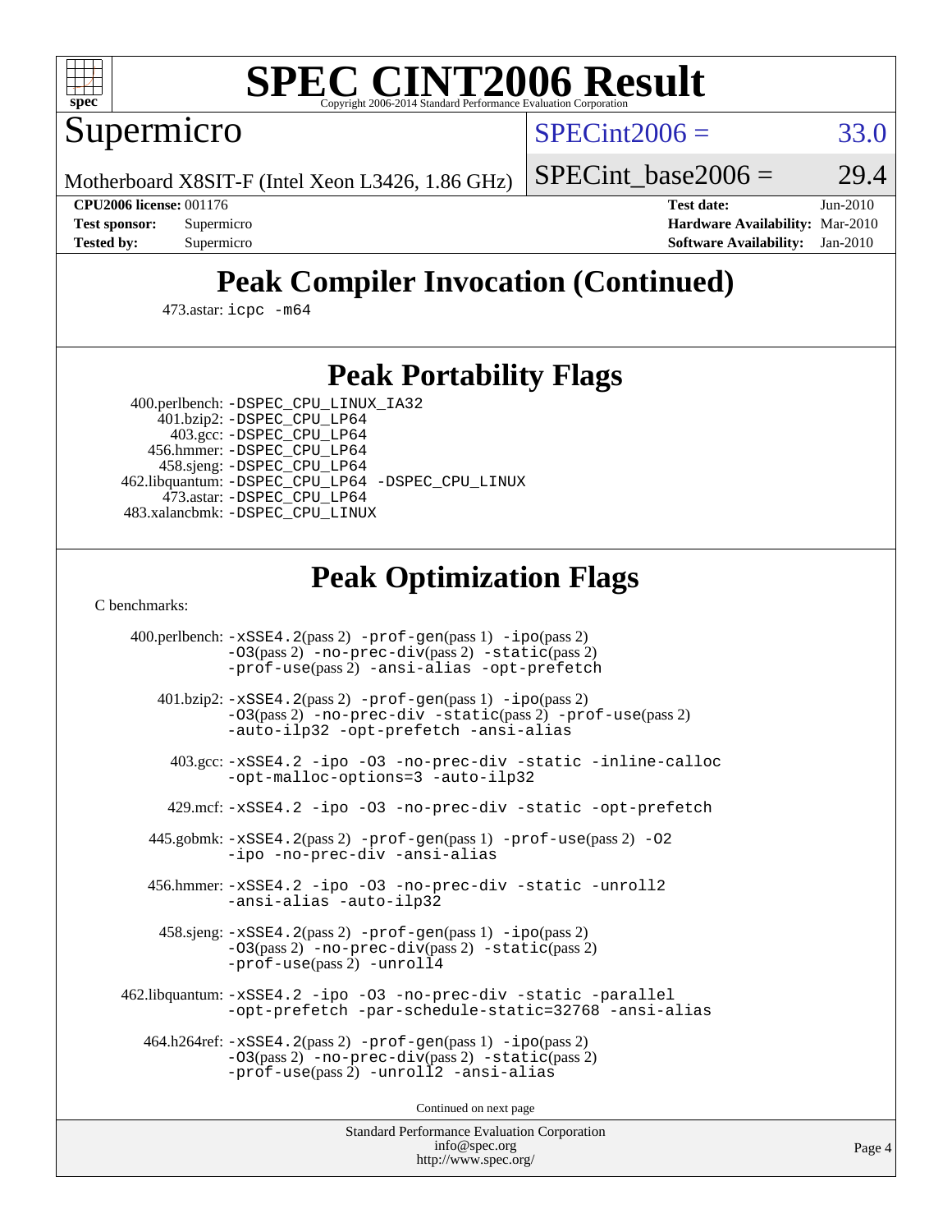# SPEC CINT2006 Result

Copyright 2006-2014 Standard Performance Evaluation Corporation

Supermicro

Motherboard X8SIT-F (Intel Xeon L3426, 1.86 GHz)

SPECint2006 = 33.0

SPECint_base2006 = 29.4

**CPU2006 license:** 001176
**Test sponsor:** Supermicro
**Tested by:** Supermicro

**Test date:** Jun-2010
**Hardware Availability:** Mar-2010
**Software Availability:** Jan-2010

## Peak Compiler Invocation (Continued)

473.astar: icpc -m64

## Peak Portability Flags

400.perlbench: -DSPEC_CPU_LINUX_IA32
401.bzip2: -DSPEC_CPU_LP64
403.gcc: -DSPEC_CPU_LP64
456.hmmer: -DSPEC_CPU_LP64
458.sjeng: -DSPEC_CPU_LP64
462.libquantum: -DSPEC_CPU_LP64 -DSPEC_CPU_LINUX
473.astar: -DSPEC_CPU_LP64
483.xalancbmk: -DSPEC_CPU_LINUX

## Peak Optimization Flags

C benchmarks:

400.perlbench: -xSSE4.2(pass 2) -prof-gen(pass 1) -ipo(pass 2) -O3(pass 2) -no-prec-div(pass 2) -static(pass 2) -prof-use(pass 2) -ansi-alias -opt-prefetch

401.bzip2: -xSSE4.2(pass 2) -prof-gen(pass 1) -ipo(pass 2) -O3(pass 2) -no-prec-div -static(pass 2) -prof-use(pass 2) -auto-ilp32 -opt-prefetch -ansi-alias

403.gcc: -xSSE4.2 -ipo -O3 -no-prec-div -static -inline-calloc -opt-malloc-options=3 -auto-ilp32

429.mcf: -xSSE4.2 -ipo -O3 -no-prec-div -static -opt-prefetch

445.gobmk: -xSSE4.2(pass 2) -prof-gen(pass 1) -prof-use(pass 2) -O2 -ipo -no-prec-div -ansi-alias

456.hmmer: -xSSE4.2 -ipo -O3 -no-prec-div -static -unroll2 -ansi-alias -auto-ilp32

458.sjeng: -xSSE4.2(pass 2) -prof-gen(pass 1) -ipo(pass 2) -O3(pass 2) -no-prec-div(pass 2) -static(pass 2) -prof-use(pass 2) -unroll4

462.libquantum: -xSSE4.2 -ipo -O3 -no-prec-div -static -parallel -opt-prefetch -par-schedule-static=32768 -ansi-alias

464.h264ref: -xSSE4.2(pass 2) -prof-gen(pass 1) -ipo(pass 2) -O3(pass 2) -no-prec-div(pass 2) -static(pass 2) -prof-use(pass 2) -unroll2 -ansi-alias

Continued on next page

Standard Performance Evaluation Corporation
info@spec.org
http://www.spec.org/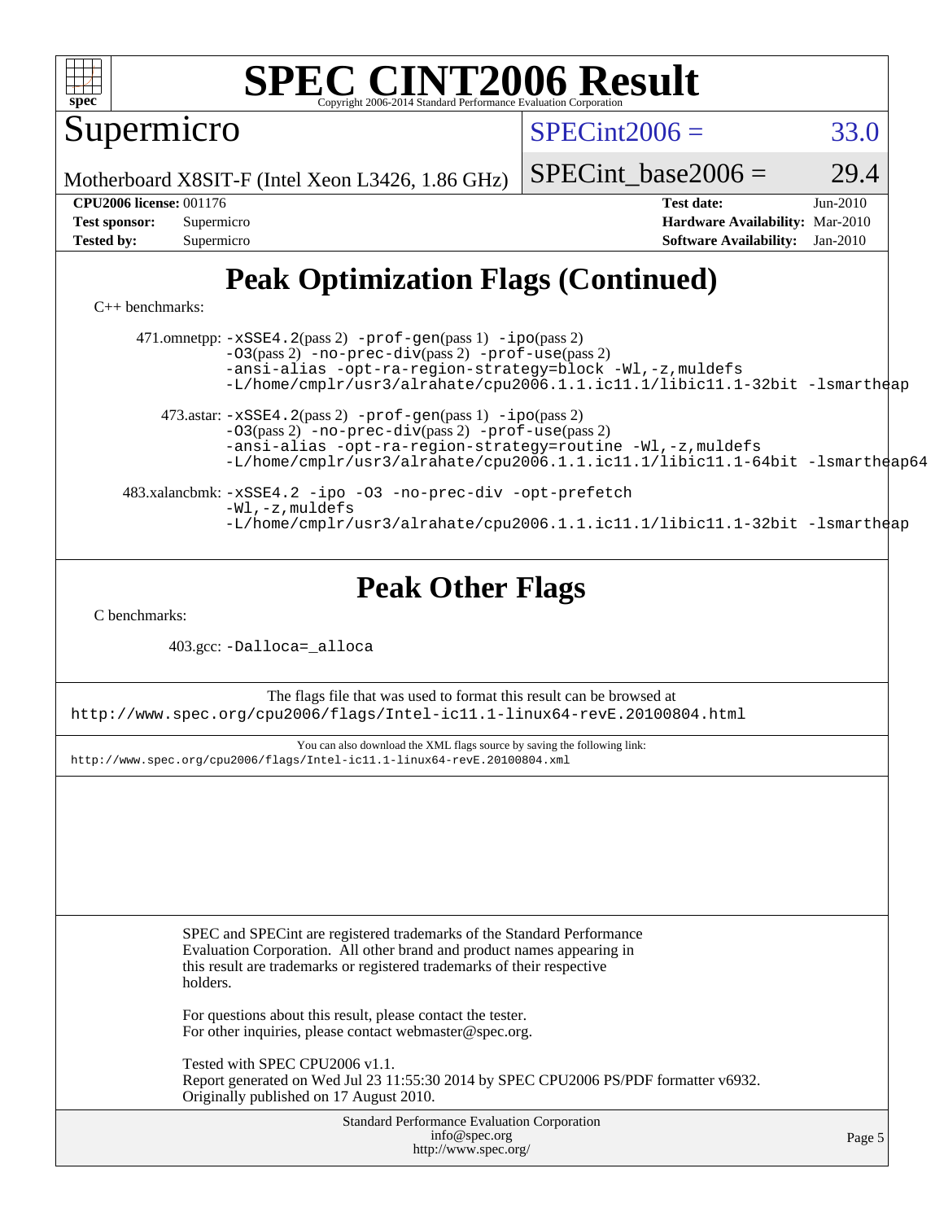# Peak Optimization Flags (Continued)

C++ benchmarks:

471.omnetpp: -xSSE4.2(pass 2) -prof-gen(pass 1) -ipo(pass 2) -O3(pass 2) -no-prec-div(pass 2) -prof-use(pass 2) -ansi-alias -opt-ra-region-strategy=block -Wl,-z,muldefs -L/home/cmplr/usr3/alrahate/cpu2006.1.1.ic11.1/libic11.1-32bit -lsmartheap

473.astar: -xSSE4.2(pass 2) -prof-gen(pass 1) -ipo(pass 2) -O3(pass 2) -no-prec-div(pass 2) -prof-use(pass 2) -ansi-alias -opt-ra-region-strategy=routine -Wl,-z,muldefs -L/home/cmplr/usr3/alrahate/cpu2006.1.1.ic11.1/libic11.1-64bit -lsmartheap64

483.xalancbmk: -xSSE4.2 -ipo -O3 -no-prec-div -opt-prefetch -Wl,-z,muldefs -L/home/cmplr/usr3/alrahate/cpu2006.1.1.ic11.1/libic11.1-32bit -lsmartheap

# Peak Other Flags

C benchmarks:

403.gcc: -Dalloca=_alloca

The flags file that was used to format this result can be browsed at
http://www.spec.org/cpu2006/flags/Intel-ic11.1-linux64-revE.20100804.html

You can also download the XML flags source by saving the following link:
http://www.spec.org/cpu2006/flags/Intel-ic11.1-linux64-revE.20100804.xml

SPEC and SPECint are registered trademarks of the Standard Performance Evaluation Corporation. All other brand and product names appearing in this result are trademarks or registered trademarks of their respective holders.

For questions about this result, please contact the tester.
For other inquiries, please contact webmaster@spec.org.

Tested with SPEC CPU2006 v1.1.
Report generated on Wed Jul 23 11:55:30 2014 by SPEC CPU2006 PS/PDF formatter v6932.
Originally published on 17 August 2010.